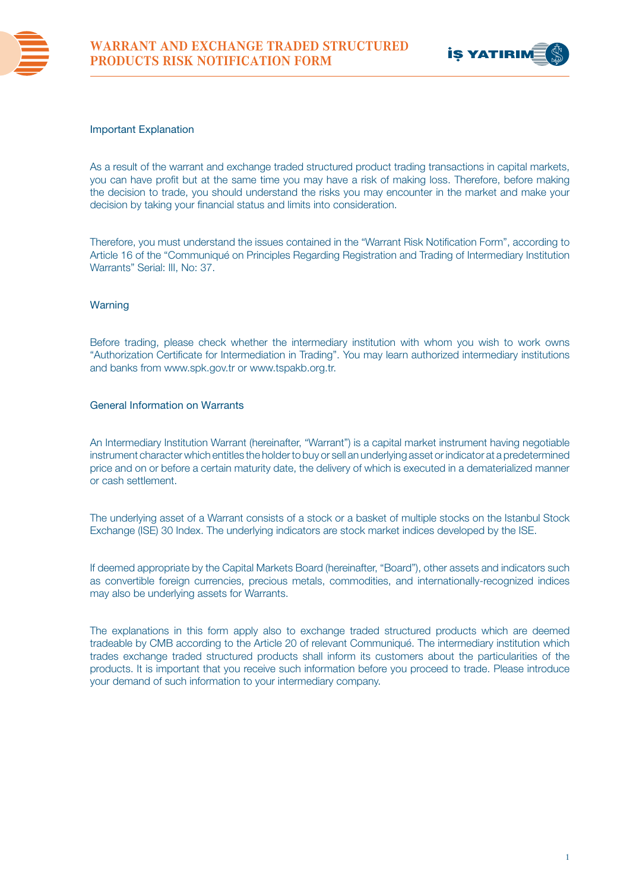# WARRANT AND EXCHANGE TRADED STRUCTURED PRODUCTS RISK NOTIFICATION FORM

## Important Explanation

As a result of the warrant and exchange traded structured product trading transactions in capital markets, you can have profit but at the same time you may have a risk of making loss. Therefore, before making the decision to trade, you should understand the risks you may encounter in the market and make your decision by taking your financial status and limits into consideration.

Therefore, you must understand the issues contained in the "Warrant Risk Notification Form", according to Article 16 of the "Communiqué on Principles Regarding Registration and Trading of Intermediary Institution Warrants" Serial: III, No: 37.

## Warning

Before trading, please check whether the intermediary institution with whom you wish to work owns "Authorization Certificate for Intermediation in Trading". You may learn authorized intermediary institutions and banks from www.spk.gov.tr or www.tspakb.org.tr.

## General Information on Warrants

An Intermediary Institution Warrant (hereinafter, "Warrant") is a capital market instrument having negotiable instrument character which entitles the holder to buy or sell an underlying asset or indicator at a predetermined price and on or before a certain maturity date, the delivery of which is executed in a dematerialized manner or cash settlement.

The underlying asset of a Warrant consists of a stock or a basket of multiple stocks on the Istanbul Stock Exchange (ISE) 30 Index. The underlying indicators are stock market indices developed by the ISE.

If deemed appropriate by the Capital Markets Board (hereinafter, "Board"), other assets and indicators such as convertible foreign currencies, precious metals, commodities, and internationally-recognized indices may also be underlying assets for Warrants.

The explanations in this form apply also to exchange traded structured products which are deemed tradeable by CMB according to the Article 20 of relevant Communiqué. The intermediary institution which trades exchange traded structured products shall inform its customers about the particularities of the products. It is important that you receive such information before you proceed to trade. Please introduce your demand of such information to your intermediary company.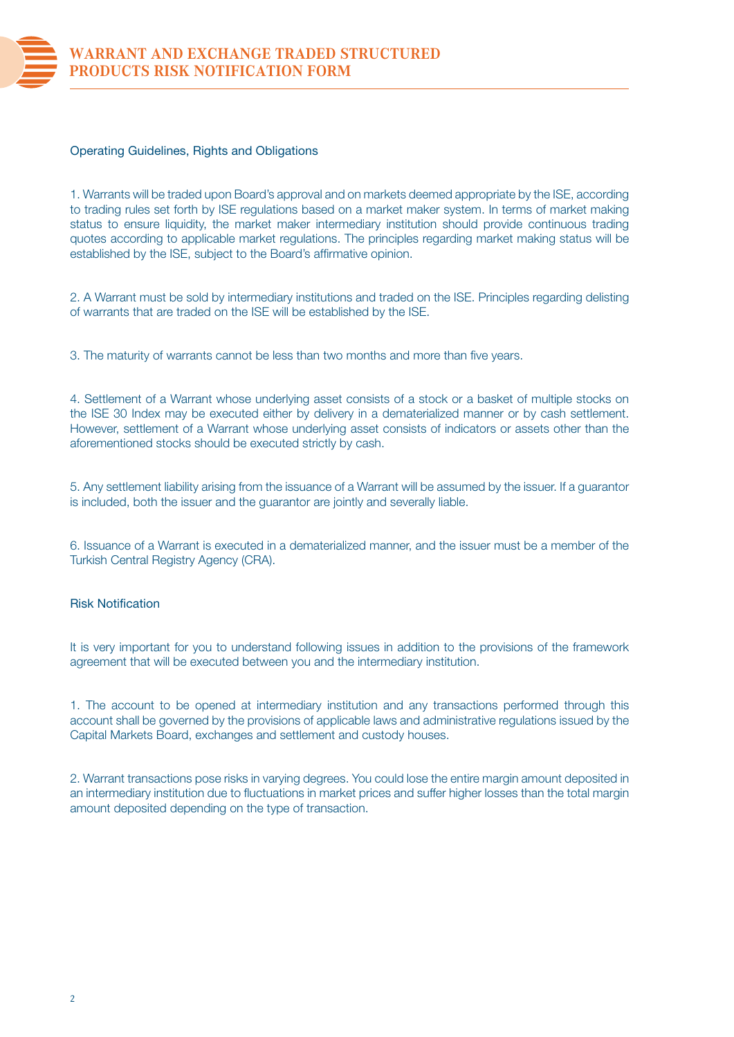### Operating Guidelines, Rights and Obligations

1. Warrants will be traded upon Board's approval and on markets deemed appropriate by the ISE, according to trading rules set forth by ISE regulations based on a market maker system. In terms of market making status to ensure liquidity, the market maker intermediary institution should provide continuous trading quotes according to applicable market regulations. The principles regarding market making status will be established by the ISE, subject to the Board's affirmative opinion.

2. A Warrant must be sold by intermediary institutions and traded on the ISE. Principles regarding delisting of warrants that are traded on the ISE will be established by the ISE.

3. The maturity of warrants cannot be less than two months and more than five years.

4. Settlement of a Warrant whose underlying asset consists of a stock or a basket of multiple stocks on the ISE 30 Index may be executed either by delivery in a dematerialized manner or by cash settlement. However, settlement of a Warrant whose underlying asset consists of indicators or assets other than the aforementioned stocks should be executed strictly by cash.

5. Any settlement liability arising from the issuance of a Warrant will be assumed by the issuer. If a guarantor is included, both the issuer and the guarantor are jointly and severally liable.

6. Issuance of a Warrant is executed in a dematerialized manner, and the issuer must be a member of the Turkish Central Registry Agency (CRA).

### Risk Notification

It is very important for you to understand following issues in addition to the provisions of the framework agreement that will be executed between you and the intermediary institution.

1. The account to be opened at intermediary institution and any transactions performed through this account shall be governed by the provisions of applicable laws and administrative regulations issued by the Capital Markets Board, exchanges and settlement and custody houses.

2. Warrant transactions pose risks in varying degrees. You could lose the entire margin amount deposited in an intermediary institution due to fluctuations in market prices and suffer higher losses than the total margin amount deposited depending on the type of transaction.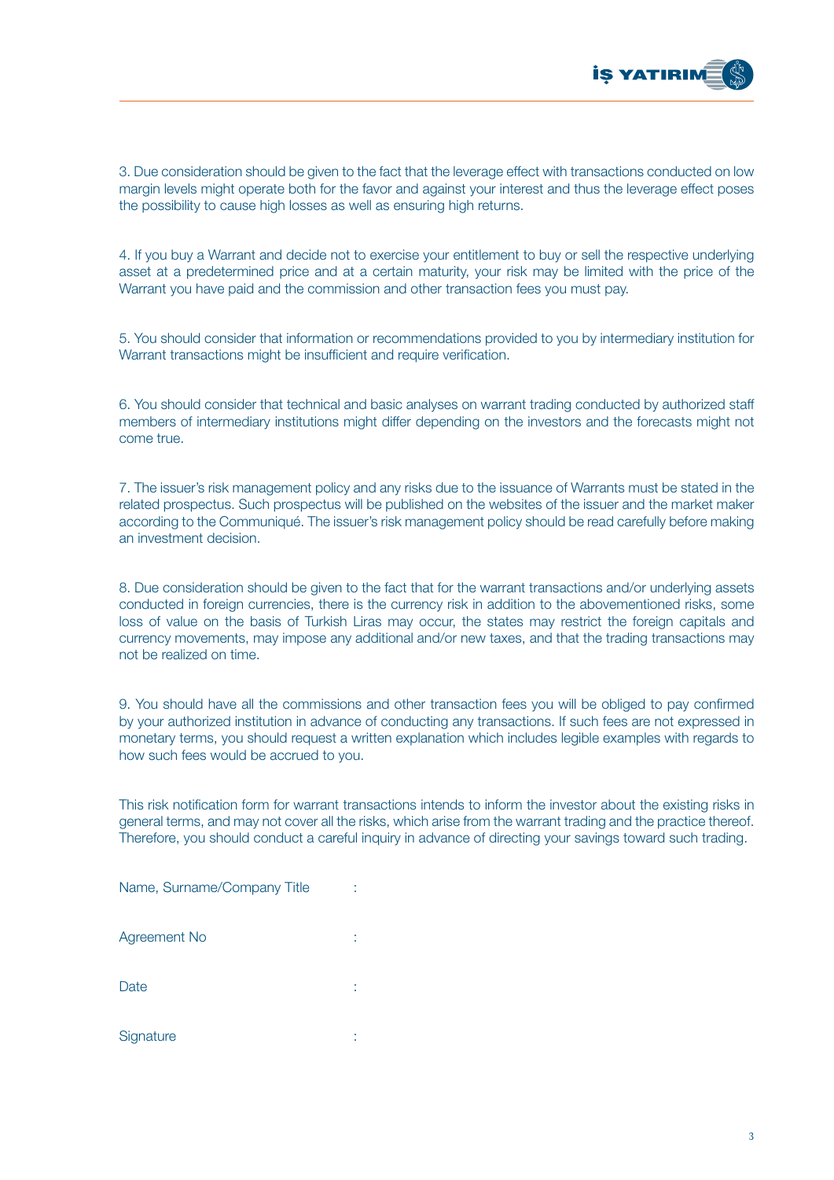3. Due consideration should be given to the fact that the leverage effect with transactions conducted on low margin levels might operate both for the favor and against your interest and thus the leverage effect poses the possibility to cause high losses as well as ensuring high returns.

4. If you buy a Warrant and decide not to exercise your entitlement to buy or sell the respective underlying asset at a predetermined price and at a certain maturity, your risk may be limited with the price of the Warrant you have paid and the commission and other transaction fees you must pay.

5. You should consider that information or recommendations provided to you by intermediary institution for Warrant transactions might be insufficient and require verification.

6. You should consider that technical and basic analyses on warrant trading conducted by authorized staff members of intermediary institutions might differ depending on the investors and the forecasts might not come true.

7. The issuer's risk management policy and any risks due to the issuance of Warrants must be stated in the related prospectus. Such prospectus will be published on the websites of the issuer and the market maker according to the Communiqué. The issuer's risk management policy should be read carefully before making an investment decision.

8. Due consideration should be given to the fact that for the warrant transactions and/or underlying assets conducted in foreign currencies, there is the currency risk in addition to the abovementioned risks, some loss of value on the basis of Turkish Liras may occur, the states may restrict the foreign capitals and currency movements, may impose any additional and/or new taxes, and that the trading transactions may not be realized on time.

9. You should have all the commissions and other transaction fees you will be obliged to pay confirmed by your authorized institution in advance of conducting any transactions. If such fees are not expressed in monetary terms, you should request a written explanation which includes legible examples with regards to how such fees would be accrued to you.

This risk notification form for warrant transactions intends to inform the investor about the existing risks in general terms, and may not cover all the risks, which arise from the warrant trading and the practice thereof. Therefore, you should conduct a careful inquiry in advance of directing your savings toward such trading.

Name, Surname/Company Title :

Agreement No :

Date :

Signature :